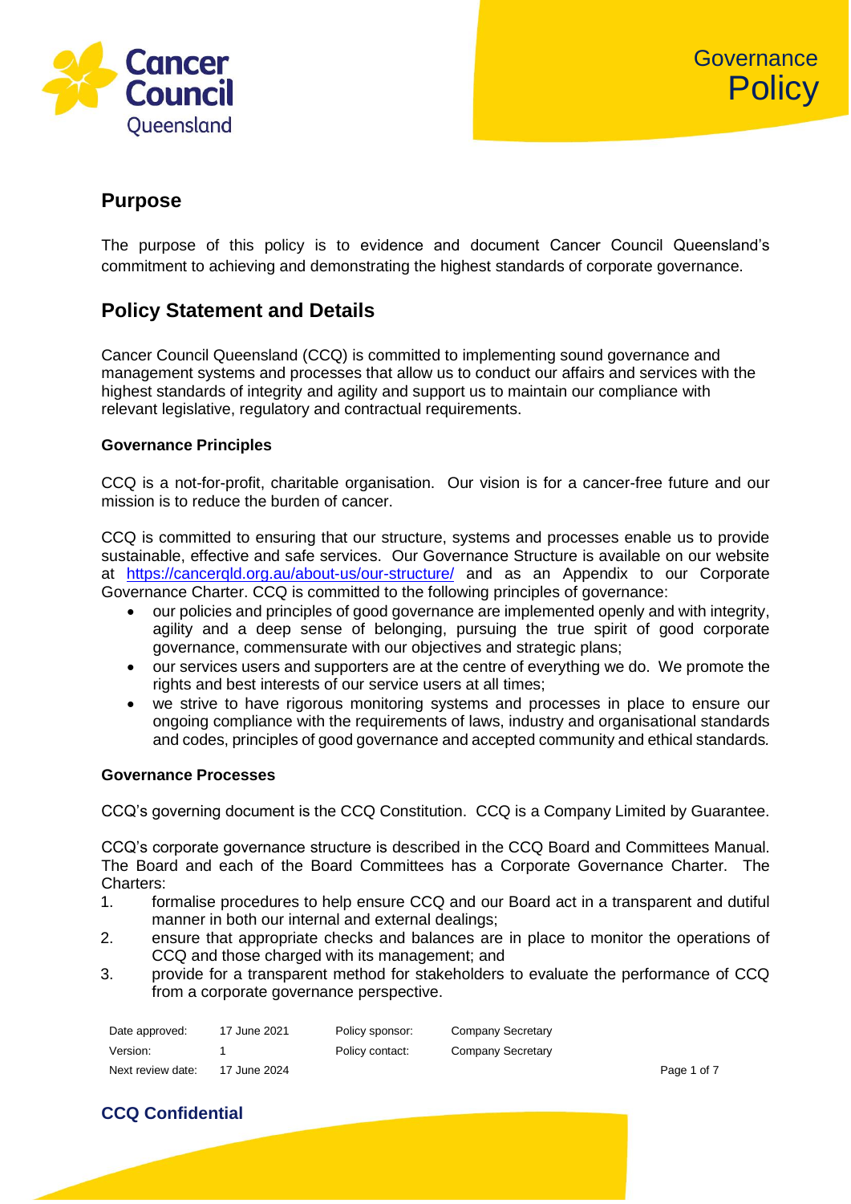# Governance Policy

## Purpose

The purpose of this policy is to evidence and document Cancer Council Queensland's commitment to achieving and demonstrating the highest standards of corporate governance.

## Policy Statement and Details

Cancer Council Queensland (CCQ) is committed to implementing sound governance and management systems and processes that allow us to conduct our affairs and services with the highest standards of integrity and agility and support us to maintain our compliance with relevant legislative, regulatory and contractual requirements.

### Governance Principles

CCQ is a not-for-profit, charitable organisation. Our vision is for a cancer-free future and our mission is to reduce the burden of cancer.

CCQ is committed to ensuring that our structure, systems and processes enable us to provide sustainable, effective and safe services. Our Governance Structure is available on our website at https://cancerqld.org.au/about-us/our-structure/ and as an Appendix to our Corporate Governance Charter. CCQ is committed to the following principles of governance:

- our policies and principles of good governance are implemented openly and with integrity, agility and a deep sense of belonging, pursuing the true spirit of good corporate governance, commensurate with our objectives and strategic plans;
- our services users and supporters are at the centre of everything we do. We promote the rights and best interests of our service users at all times;
- we strive to have rigorous monitoring systems and processes in place to ensure our ongoing compliance with the requirements of laws, industry and organisational standards and codes, principles of good governance and accepted community and ethical standards.

### Governance Processes

CCQ's governing document is the CCQ Constitution. CCQ is a Company Limited by Guarantee.

CCQ's corporate governance structure is described in the CCQ Board and Committees Manual. The Board and each of the Board Committees has a Corporate Governance Charter. The Charters:

1. formalise procedures to help ensure CCQ and our Board act in a transparent and dutiful manner in both our internal and external dealings;
2. ensure that appropriate checks and balances are in place to monitor the operations of CCQ and those charged with its management; and
3. provide for a transparent method for stakeholders to evaluate the performance of CCQ from a corporate governance perspective.

| Date approved: | 17 June 2021 | Policy sponsor: | Company Secretary |
|---|---|---|---|
| Version: | 1 | Policy contact: | Company Secretary |
| Next review date: | 17 June 2024 | | |

**CCQ Confidential**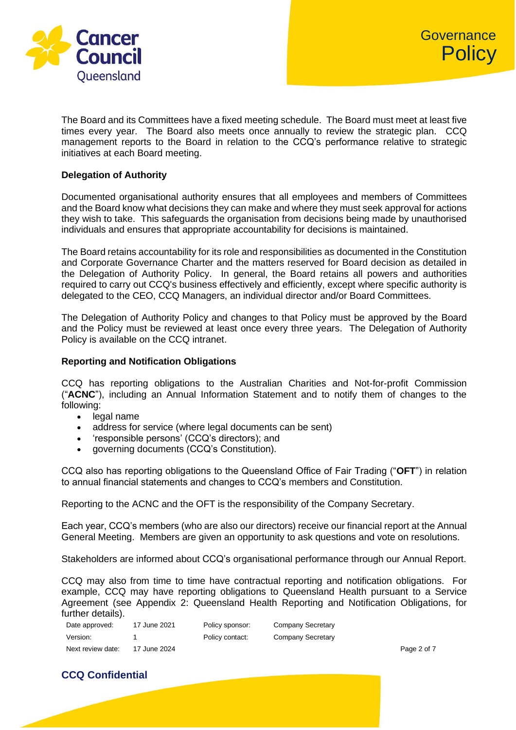The Board and its Committees have a fixed meeting schedule. The Board must meet at least five times every year. The Board also meets once annually to review the strategic plan. CCQ management reports to the Board in relation to the CCQ's performance relative to strategic initiatives at each Board meeting.

**Delegation of Authority**

Documented organisational authority ensures that all employees and members of Committees and the Board know what decisions they can make and where they must seek approval for actions they wish to take. This safeguards the organisation from decisions being made by unauthorised individuals and ensures that appropriate accountability for decisions is maintained.

The Board retains accountability for its role and responsibilities as documented in the Constitution and Corporate Governance Charter and the matters reserved for Board decision as detailed in the Delegation of Authority Policy. In general, the Board retains all powers and authorities required to carry out CCQ's business effectively and efficiently, except where specific authority is delegated to the CEO, CCQ Managers, an individual director and/or Board Committees.

The Delegation of Authority Policy and changes to that Policy must be approved by the Board and the Policy must be reviewed at least once every three years. The Delegation of Authority Policy is available on the CCQ intranet.

**Reporting and Notification Obligations**

CCQ has reporting obligations to the Australian Charities and Not-for-profit Commission ("**ACNC**"), including an Annual Information Statement and to notify them of changes to the following:

- legal name
- address for service (where legal documents can be sent)
- 'responsible persons' (CCQ's directors); and
- governing documents (CCQ's Constitution).

CCQ also has reporting obligations to the Queensland Office of Fair Trading ("**OFT**") in relation to annual financial statements and changes to CCQ's members and Constitution.

Reporting to the ACNC and the OFT is the responsibility of the Company Secretary.

Each year, CCQ's members (who are also our directors) receive our financial report at the Annual General Meeting. Members are given an opportunity to ask questions and vote on resolutions.

Stakeholders are informed about CCQ's organisational performance through our Annual Report.

CCQ may also from time to time have contractual reporting and notification obligations. For example, CCQ may have reporting obligations to Queensland Health pursuant to a Service Agreement (see Appendix 2: Queensland Health Reporting and Notification Obligations, for further details).

| Date approved: | 17 June 2021 | Policy sponsor: | Company Secretary |
|---|---|---|---|
| Version: | 1 | Policy contact: | Company Secretary |
| Next review date: | 17 June 2024 | | |

**CCQ Confidential**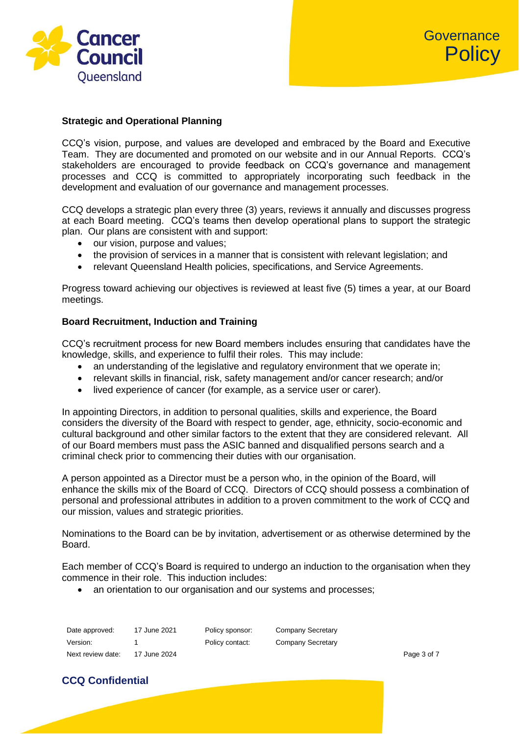### Strategic and Operational Planning

CCQ's vision, purpose, and values are developed and embraced by the Board and Executive Team. They are documented and promoted on our website and in our Annual Reports. CCQ's stakeholders are encouraged to provide feedback on CCQ's governance and management processes and CCQ is committed to appropriately incorporating such feedback in the development and evaluation of our governance and management processes.

CCQ develops a strategic plan every three (3) years, reviews it annually and discusses progress at each Board meeting. CCQ's teams then develop operational plans to support the strategic plan. Our plans are consistent with and support:

- our vision, purpose and values;
- the provision of services in a manner that is consistent with relevant legislation; and
- relevant Queensland Health policies, specifications, and Service Agreements.

Progress toward achieving our objectives is reviewed at least five (5) times a year, at our Board meetings.

### Board Recruitment, Induction and Training

CCQ's recruitment process for new Board members includes ensuring that candidates have the knowledge, skills, and experience to fulfil their roles. This may include:

- an understanding of the legislative and regulatory environment that we operate in;
- relevant skills in financial, risk, safety management and/or cancer research; and/or
- lived experience of cancer (for example, as a service user or carer).

In appointing Directors, in addition to personal qualities, skills and experience, the Board considers the diversity of the Board with respect to gender, age, ethnicity, socio-economic and cultural background and other similar factors to the extent that they are considered relevant. All of our Board members must pass the ASIC banned and disqualified persons search and a criminal check prior to commencing their duties with our organisation.

A person appointed as a Director must be a person who, in the opinion of the Board, will enhance the skills mix of the Board of CCQ. Directors of CCQ should possess a combination of personal and professional attributes in addition to a proven commitment to the work of CCQ and our mission, values and strategic priorities.

Nominations to the Board can be by invitation, advertisement or as otherwise determined by the Board.

Each member of CCQ's Board is required to undergo an induction to the organisation when they commence in their role. This induction includes:

- an orientation to our organisation and our systems and processes;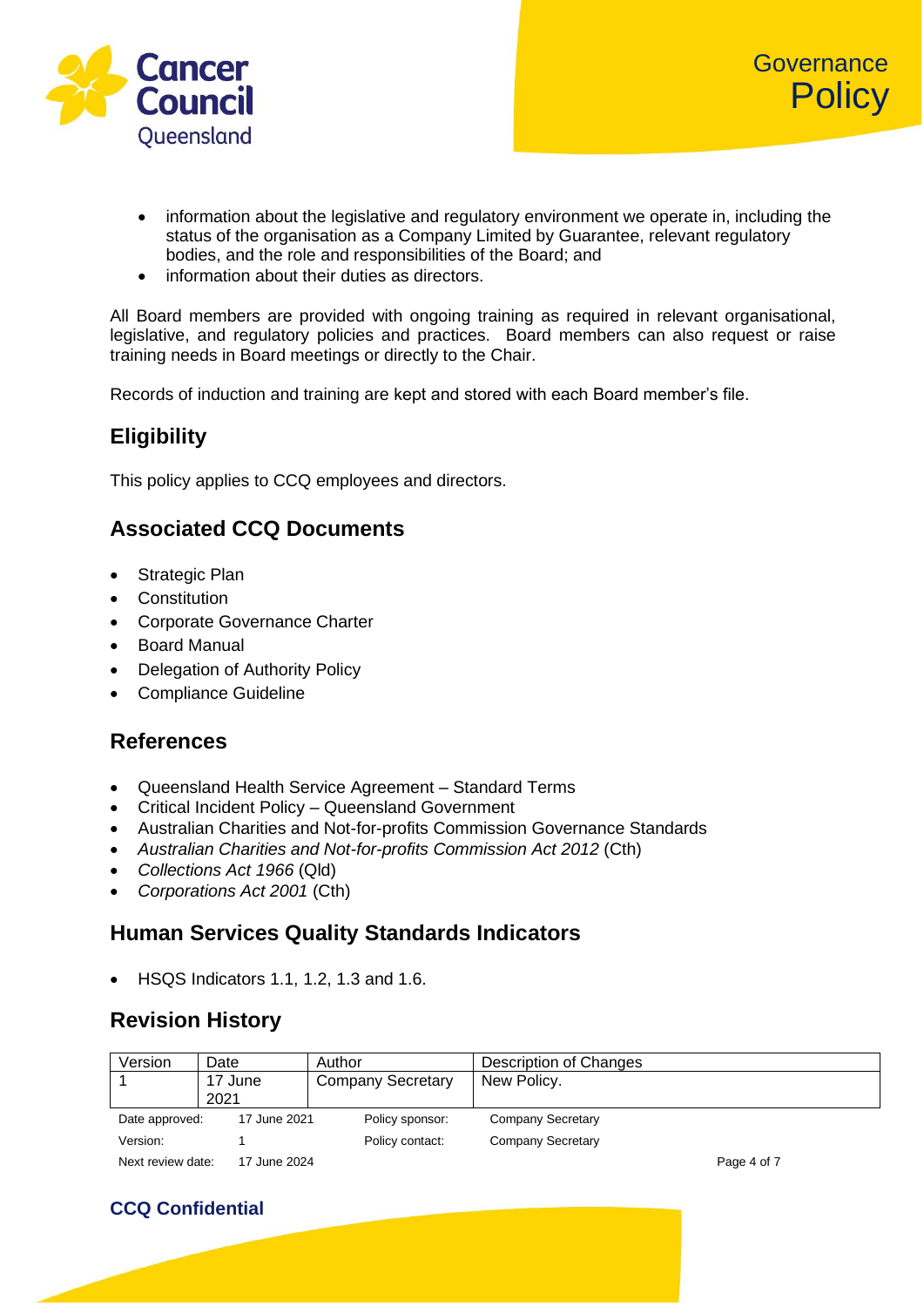- information about the legislative and regulatory environment we operate in, including the status of the organisation as a Company Limited by Guarantee, relevant regulatory bodies, and the role and responsibilities of the Board; and
- information about their duties as directors.

All Board members are provided with ongoing training as required in relevant organisational, legislative, and regulatory policies and practices. Board members can also request or raise training needs in Board meetings or directly to the Chair.

Records of induction and training are kept and stored with each Board member's file.

## Eligibility

This policy applies to CCQ employees and directors.

## Associated CCQ Documents

- Strategic Plan
- Constitution
- Corporate Governance Charter
- Board Manual
- Delegation of Authority Policy
- Compliance Guideline

## References

- Queensland Health Service Agreement – Standard Terms
- Critical Incident Policy – Queensland Government
- Australian Charities and Not-for-profits Commission Governance Standards
- *Australian Charities and Not-for-profits Commission Act 2012* (Cth)
- *Collections Act 1966* (Qld)
- *Corporations Act 2001* (Cth)

## Human Services Quality Standards Indicators

- HSQS Indicators 1.1, 1.2, 1.3 and 1.6.

## Revision History

| Version | Date | Author | Description of Changes |
|---|---|---|---|
| 1 | 17 June 2021 | Company Secretary | New Policy. |

| | | | |
|---|---|---|---|
| Date approved: | 17 June 2021 | Policy sponsor: | Company Secretary |
| Version: | 1 | Policy contact: | Company Secretary |
| Next review date: | 17 June 2024 | | |

**CCQ Confidential**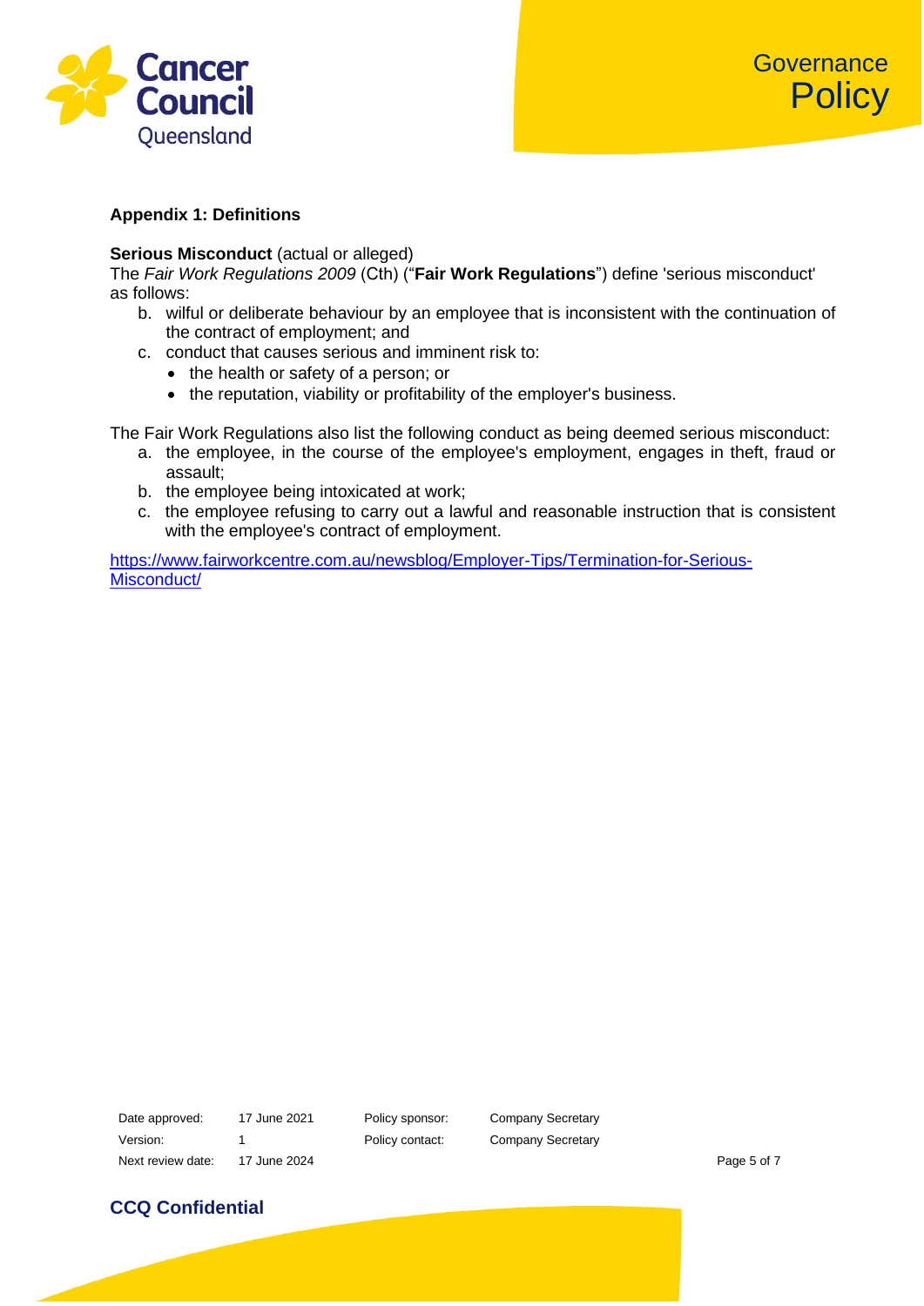**Appendix 1: Definitions**

**Serious Misconduct** (actual or alleged)
The *Fair Work Regulations 2009* (Cth) ("**Fair Work Regulations**") define 'serious misconduct' as follows:

b. wilful or deliberate behaviour by an employee that is inconsistent with the continuation of the contract of employment; and
c. conduct that causes serious and imminent risk to:
   - the health or safety of a person; or
   - the reputation, viability or profitability of the employer's business.

The Fair Work Regulations also list the following conduct as being deemed serious misconduct:

a. the employee, in the course of the employee's employment, engages in theft, fraud or assault;
b. the employee being intoxicated at work;
c. the employee refusing to carry out a lawful and reasonable instruction that is consistent with the employee's contract of employment.

https://www.fairworkcentre.com.au/newsblog/Employer-Tips/Termination-for-Serious-Misconduct/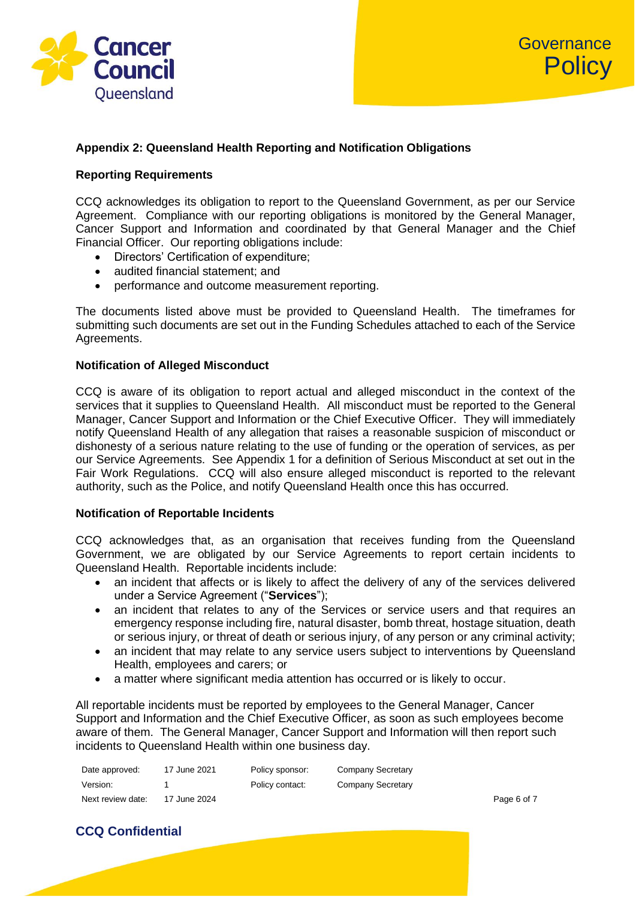### Appendix 2: Queensland Health Reporting and Notification Obligations

#### Reporting Requirements

CCQ acknowledges its obligation to report to the Queensland Government, as per our Service Agreement. Compliance with our reporting obligations is monitored by the General Manager, Cancer Support and Information and coordinated by that General Manager and the Chief Financial Officer. Our reporting obligations include:

- Directors' Certification of expenditure;
- audited financial statement; and
- performance and outcome measurement reporting.

The documents listed above must be provided to Queensland Health. The timeframes for submitting such documents are set out in the Funding Schedules attached to each of the Service Agreements.

#### Notification of Alleged Misconduct

CCQ is aware of its obligation to report actual and alleged misconduct in the context of the services that it supplies to Queensland Health. All misconduct must be reported to the General Manager, Cancer Support and Information or the Chief Executive Officer. They will immediately notify Queensland Health of any allegation that raises a reasonable suspicion of misconduct or dishonesty of a serious nature relating to the use of funding or the operation of services, as per our Service Agreements. See Appendix 1 for a definition of Serious Misconduct at set out in the Fair Work Regulations. CCQ will also ensure alleged misconduct is reported to the relevant authority, such as the Police, and notify Queensland Health once this has occurred.

#### Notification of Reportable Incidents

CCQ acknowledges that, as an organisation that receives funding from the Queensland Government, we are obligated by our Service Agreements to report certain incidents to Queensland Health. Reportable incidents include:

- an incident that affects or is likely to affect the delivery of any of the services delivered under a Service Agreement ("**Services**");
- an incident that relates to any of the Services or service users and that requires an emergency response including fire, natural disaster, bomb threat, hostage situation, death or serious injury, or threat of death or serious injury, of any person or any criminal activity;
- an incident that may relate to any service users subject to interventions by Queensland Health, employees and carers; or
- a matter where significant media attention has occurred or is likely to occur.

All reportable incidents must be reported by employees to the General Manager, Cancer Support and Information and the Chief Executive Officer, as soon as such employees become aware of them. The General Manager, Cancer Support and Information will then report such incidents to Queensland Health within one business day.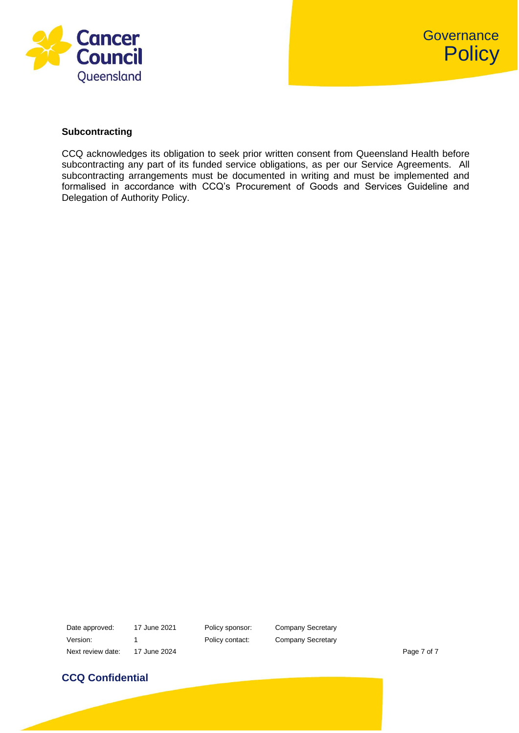### Subcontracting

CCQ acknowledges its obligation to seek prior written consent from Queensland Health before subcontracting any part of its funded service obligations, as per our Service Agreements. All subcontracting arrangements must be documented in writing and must be implemented and formalised in accordance with CCQ's Procurement of Goods and Services Guideline and Delegation of Authority Policy.

| | | | |
|---|---|---|---|
| Date approved: | 17 June 2021 | Policy sponsor: | Company Secretary |
| Version: | 1 | Policy contact: | Company Secretary |
| Next review date: | 17 June 2024 | | |